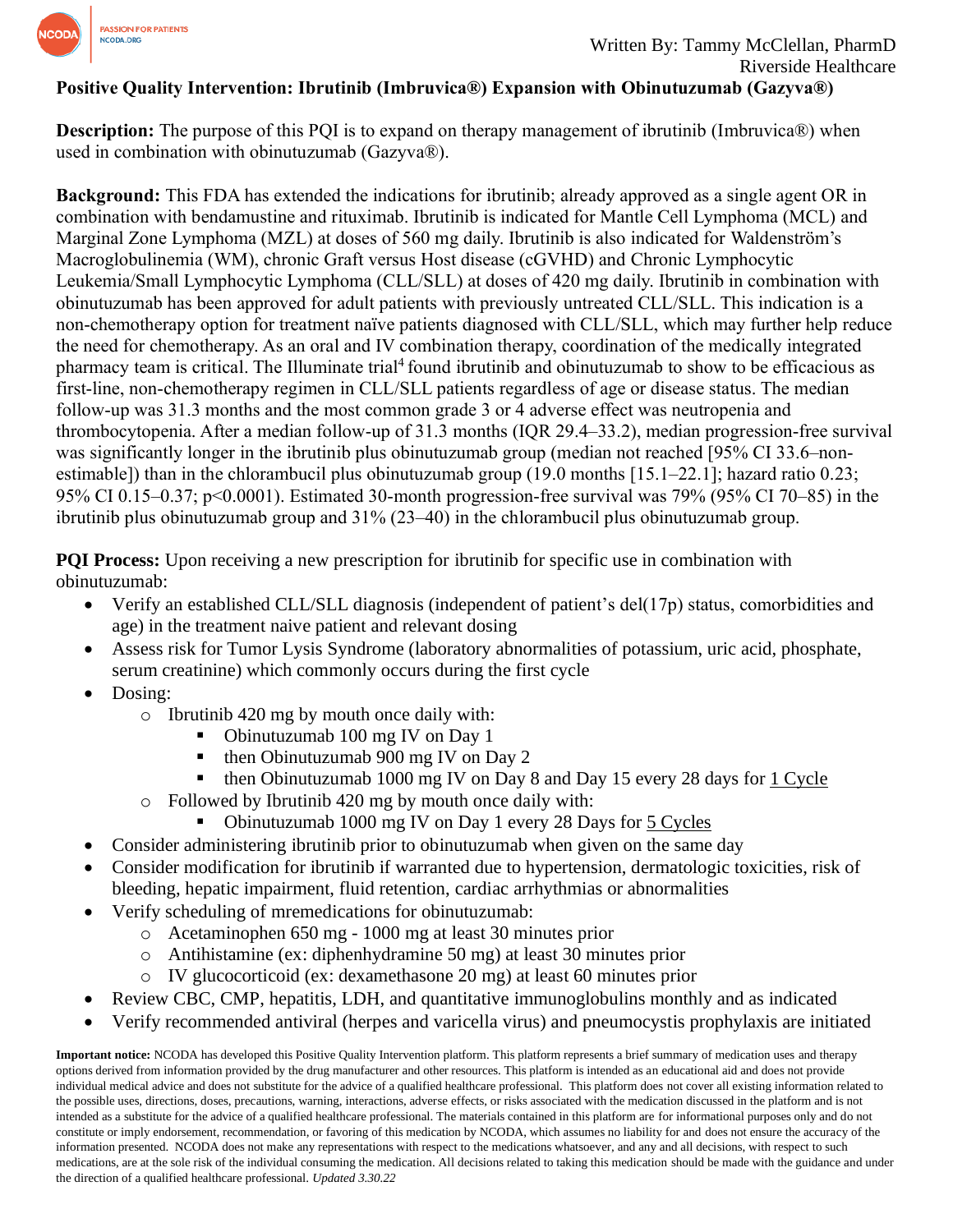Written By: Tammy McClellan, PharmD
Riverside Healthcare

**Positive Quality Intervention: Ibrutinib (Imbruvica®) Expansion with Obinutuzumab (Gazyva®)**

**Description:** The purpose of this PQI is to expand on therapy management of ibrutinib (Imbruvica®) when used in combination with obinutuzumab (Gazyva®).

**Background:** This FDA has extended the indications for ibrutinib; already approved as a single agent OR in combination with bendamustine and rituximab. Ibrutinib is indicated for Mantle Cell Lymphoma (MCL) and Marginal Zone Lymphoma (MZL) at doses of 560 mg daily. Ibrutinib is also indicated for Waldenström's Macroglobulinemia (WM), chronic Graft versus Host disease (cGVHD) and Chronic Lymphocytic Leukemia/Small Lymphocytic Lymphoma (CLL/SLL) at doses of 420 mg daily. Ibrutinib in combination with obinutuzumab has been approved for adult patients with previously untreated CLL/SLL. This indication is a non-chemotherapy option for treatment naïve patients diagnosed with CLL/SLL, which may further help reduce the need for chemotherapy. As an oral and IV combination therapy, coordination of the medically integrated pharmacy team is critical. The Illuminate trial[4] found ibrutinib and obinutuzumab to show to be efficacious as first-line, non-chemotherapy regimen in CLL/SLL patients regardless of age or disease status. The median follow-up was 31.3 months and the most common grade 3 or 4 adverse effect was neutropenia and thrombocytopenia. After a median follow-up of 31.3 months (IQR 29.4–33.2), median progression-free survival was significantly longer in the ibrutinib plus obinutuzumab group (median not reached [95% CI 33.6–non-estimable]) than in the chlorambucil plus obinutuzumab group (19.0 months [15.1–22.1]; hazard ratio 0.23; 95% CI 0.15–0.37; p<0.0001). Estimated 30-month progression-free survival was 79% (95% CI 70–85) in the ibrutinib plus obinutuzumab group and 31% (23–40) in the chlorambucil plus obinutuzumab group.

**PQI Process:** Upon receiving a new prescription for ibrutinib for specific use in combination with obinutuzumab:

- Verify an established CLL/SLL diagnosis (independent of patient's del(17p) status, comorbidities and age) in the treatment naive patient and relevant dosing
- Assess risk for Tumor Lysis Syndrome (laboratory abnormalities of potassium, uric acid, phosphate, serum creatinine) which commonly occurs during the first cycle
- Dosing:
  - Ibrutinib 420 mg by mouth once daily with:
    - Obinutuzumab 100 mg IV on Day 1
    - then Obinutuzumab 900 mg IV on Day 2
    - then Obinutuzumab 1000 mg IV on Day 8 and Day 15 every 28 days for 1 Cycle
  - Followed by Ibrutinib 420 mg by mouth once daily with:
    - Obinutuzumab 1000 mg IV on Day 1 every 28 Days for 5 Cycles
- Consider administering ibrutinib prior to obinutuzumab when given on the same day
- Consider modification for ibrutinib if warranted due to hypertension, dermatologic toxicities, risk of bleeding, hepatic impairment, fluid retention, cardiac arrhythmias or abnormalities
- Verify scheduling of mremedications for obinutuzumab:
  - Acetaminophen 650 mg - 1000 mg at least 30 minutes prior
  - Antihistamine (ex: diphenhydramine 50 mg) at least 30 minutes prior
  - IV glucocorticoid (ex: dexamethasone 20 mg) at least 60 minutes prior
- Review CBC, CMP, hepatitis, LDH, and quantitative immunoglobulins monthly and as indicated
- Verify recommended antiviral (herpes and varicella virus) and pneumocystis prophylaxis are initiated

**Important notice:** NCODA has developed this Positive Quality Intervention platform. This platform represents a brief summary of medication uses and therapy options derived from information provided by the drug manufacturer and other resources. This platform is intended as an educational aid and does not provide individual medical advice and does not substitute for the advice of a qualified healthcare professional. This platform does not cover all existing information related to the possible uses, directions, doses, precautions, warning, interactions, adverse effects, or risks associated with the medication discussed in the platform and is not intended as a substitute for the advice of a qualified healthcare professional. The materials contained in this platform are for informational purposes only and do not constitute or imply endorsement, recommendation, or favoring of this medication by NCODA, which assumes no liability for and does not ensure the accuracy of the information presented. NCODA does not make any representations with respect to the medications whatsoever, and any and all decisions, with respect to such medications, are at the sole risk of the individual consuming the medication. All decisions related to taking this medication should be made with the guidance and under the direction of a qualified healthcare professional. *Updated 3.30.22*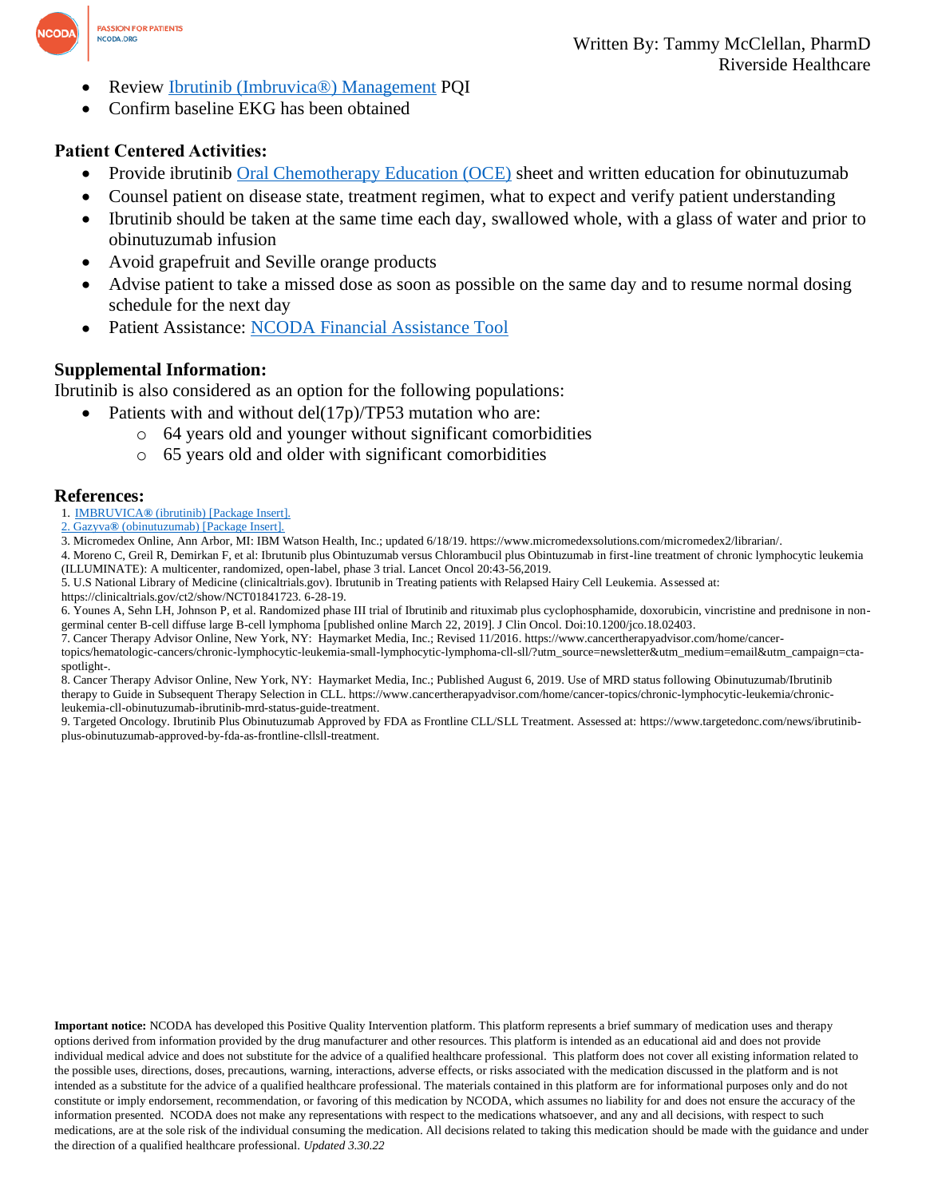- Review [Ibrutinib (Imbruvica®) Management]() PQI
- Confirm baseline EKG has been obtained

## Patient Centered Activities:

- Provide ibrutinib [Oral Chemotherapy Education (OCE)]() sheet and written education for obinutuzumab
- Counsel patient on disease state, treatment regimen, what to expect and verify patient understanding
- Ibrutinib should be taken at the same time each day, swallowed whole, with a glass of water and prior to obinutuzumab infusion
- Avoid grapefruit and Seville orange products
- Advise patient to take a missed dose as soon as possible on the same day and to resume normal dosing schedule for the next day
- Patient Assistance: [NCODA Financial Assistance Tool]()

## Supplemental Information:

Ibrutinib is also considered as an option for the following populations:

- Patients with and without del(17p)/TP53 mutation who are:
  - 64 years old and younger without significant comorbidities
  - 65 years old and older with significant comorbidities

## References:

1. IMBRUVICA® (ibrutinib) [Package Insert].
2. Gazyva® (obinutuzumab) [Package Insert].
3. Micromedex Online, Ann Arbor, MI: IBM Watson Health, Inc.; updated 6/18/19. https://www.micromedexsolutions.com/micromedex2/librarian/.
4. Moreno C, Greil R, Demirkan F, et al: Ibrutunib plus Obintuzumab versus Chlorambucil plus Obintuzumab in first-line treatment of chronic lymphocytic leukemia (ILLUMINATE): A multicenter, randomized, open-label, phase 3 trial. Lancet Oncol 20:43-56,2019.
5. U.S National Library of Medicine (clinicaltrials.gov). Ibrutunib in Treating patients with Relapsed Hairy Cell Leukemia. Assessed at: https://clinicaltrials.gov/ct2/show/NCT01841723. 6-28-19.
6. Younes A, Sehn LH, Johnson P, et al. Randomized phase III trial of Ibrutinib and rituximab plus cyclophosphamide, doxorubicin, vincristine and prednisone in non-germinal center B-cell diffuse large B-cell lymphoma [published online March 22, 2019]. J Clin Oncol. Doi:10.1200/jco.18.02403.
7. Cancer Therapy Advisor Online, New York, NY: Haymarket Media, Inc.; Revised 11/2016. https://www.cancertherapyadvisor.com/home/cancer-topics/hematologic-cancers/chronic-lymphocytic-leukemia-small-lymphocytic-lymphoma-cll-sll/?utm_source=newsletter&utm_medium=email&utm_campaign=cta-spotlight-.
8. Cancer Therapy Advisor Online, New York, NY: Haymarket Media, Inc.; Published August 6, 2019. Use of MRD status following Obinutuzumab/Ibrutinib therapy to Guide in Subsequent Therapy Selection in CLL. https://www.cancertherapyadvisor.com/home/cancer-topics/chronic-lymphocytic-leukemia/chronic-leukemia-cll-obinutuzumab-ibrutinib-mrd-status-guide-treatment.
9. Targeted Oncology. Ibrutinib Plus Obinutuzumab Approved by FDA as Frontline CLL/SLL Treatment. Assessed at: https://www.targetedonc.com/news/ibrutinib-plus-obinutuzumab-approved-by-fda-as-frontline-cllsll-treatment.

**Important notice:** NCODA has developed this Positive Quality Intervention platform. This platform represents a brief summary of medication uses and therapy options derived from information provided by the drug manufacturer and other resources. This platform is intended as an educational aid and does not provide individual medical advice and does not substitute for the advice of a qualified healthcare professional. This platform does not cover all existing information related to the possible uses, directions, doses, precautions, warning, interactions, adverse effects, or risks associated with the medication discussed in the platform and is not intended as a substitute for the advice of a qualified healthcare professional. The materials contained in this platform are for informational purposes only and do not constitute or imply endorsement, recommendation, or favoring of this medication by NCODA, which assumes no liability for and does not ensure the accuracy of the information presented. NCODA does not make any representations with respect to the medications whatsoever, and any and all decisions, with respect to such medications, are at the sole risk of the individual consuming the medication. All decisions related to taking this medication should be made with the guidance and under the direction of a qualified healthcare professional. *Updated 3.30.22*